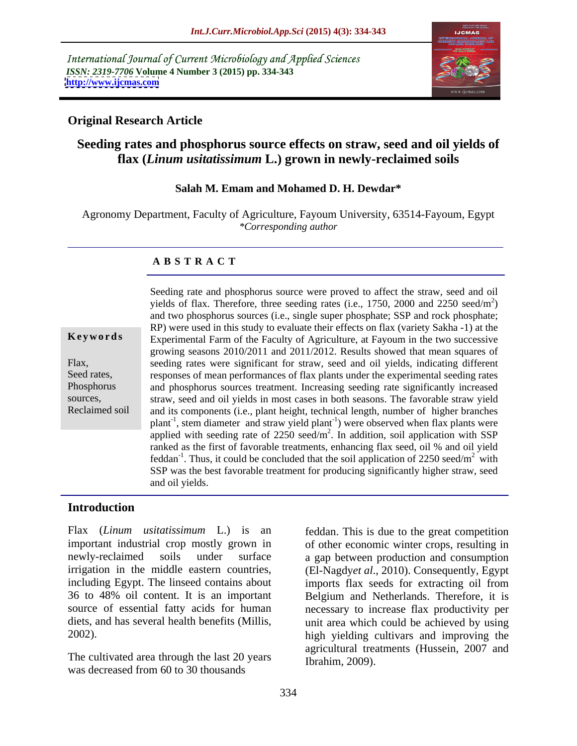International Journal of Current Microbiology and Applied Sciences
*ISSN: 2319-7706* **Volume 4 Number 3 (2015) pp. 334-343**
**http://www.ijcmas.com**

**Original Research Article**

# Seeding rates and phosphorus source effects on straw, seed and oil yields of flax (*Linum usitatissimum* L.) grown in newly-reclaimed soils

**Salah M. Emam and Mohamed D. H. Dewdar***

Agronomy Department, Faculty of Agriculture, Fayoum University, 63514-Fayoum, Egypt
*\*Corresponding author*

## ABSTRACT

**Keywords**

Flax,
Seed rates,
Phosphorus sources,
Reclaimed soil

Seeding rate and phosphorus source were proved to affect the straw, seed and oil yields of flax. Therefore, three seeding rates (i.e., 1750, 2000 and 2250 seed/m$^2$) and two phosphorus sources (i.e., single super phosphate; SSP and rock phosphate; RP) were used in this study to evaluate their effects on flax (variety Sakha -1) at the Experimental Farm of the Faculty of Agriculture, at Fayoum in the two successive growing seasons 2010/2011 and 2011/2012. Results showed that mean squares of seeding rates were significant for straw, seed and oil yields, indicating different responses of mean performances of flax plants under the experimental seeding rates and phosphorus sources treatment. Increasing seeding rate significantly increased straw, seed and oil yields in most cases in both seasons. The favorable straw yield and its components (i.e., plant height, technical length, number of higher branches plant$^{-1}$, stem diameter and straw yield plant$^{-1}$) were observed when flax plants were applied with seeding rate of 2250 seed/m$^2$. In addition, soil application with SSP ranked as the first of favorable treatments, enhancing flax seed, oil % and oil yield feddan$^{-1}$. Thus, it could be concluded that the soil application of 2250 seed/m$^2$ with SSP was the best favorable treatment for producing significantly higher straw, seed and oil yields.

## Introduction

Flax (*Linum usitatissimum* L.) is an important industrial crop mostly grown in newly-reclaimed soils under surface irrigation in the middle eastern countries, including Egypt. The linseed contains about 36 to 48% oil content. It is an important source of essential fatty acids for human diets, and has several health benefits (Millis, 2002).

The cultivated area through the last 20 years was decreased from 60 to 30 thousands feddan. This is due to the great competition of other economic winter crops, resulting in a gap between production and consumption (El-Nagdy*et al*., 2010). Consequently, Egypt imports flax seeds for extracting oil from Belgium and Netherlands. Therefore, it is necessary to increase flax productivity per unit area which could be achieved by using high yielding cultivars and improving the agricultural treatments (Hussein, 2007 and Ibrahim, 2009).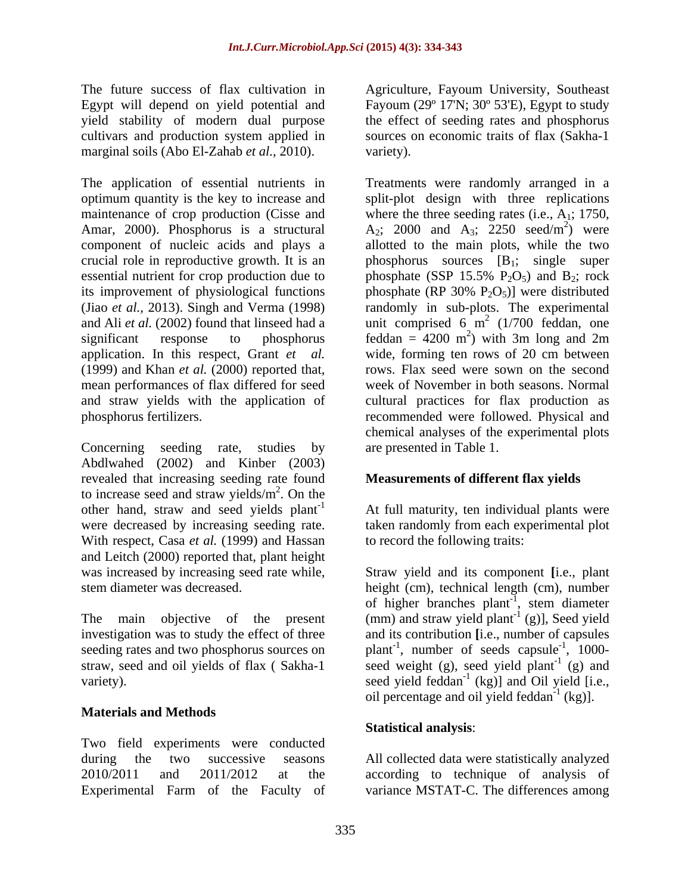The future success of flax cultivation in Egypt will depend on yield potential and yield stability of modern dual purpose cultivars and production system applied in marginal soils (Abo El-Zahab *et al.*, 2010).

The application of essential nutrients in optimum quantity is the key to increase and maintenance of crop production (Cisse and Amar, 2000). Phosphorus is a structural component of nucleic acids and plays a crucial role in reproductive growth. It is an essential nutrient for crop production due to its improvement of physiological functions (Jiao *et al.*, 2013). Singh and Verma (1998) and Ali *et al.* (2002) found that linseed had a significant response to phosphorus application. In this respect, Grant *et al.* (1999) and Khan *et al.* (2000) reported that, mean performances of flax differed for seed and straw yields with the application of phosphorus fertilizers.

Concerning seeding rate, studies by Abdlwahed (2002) and Kinber (2003) revealed that increasing seeding rate found to increase seed and straw yields/$m^2$. On the other hand, straw and seed yields plant$^{-1}$ were decreased by increasing seeding rate. With respect, Casa *et al.* (1999) and Hassan and Leitch (2000) reported that, plant height was increased by increasing seed rate while, stem diameter was decreased.

The main objective of the present investigation was to study the effect of three seeding rates and two phosphorus sources on straw, seed and oil yields of flax ( Sakha-1 variety).

## Materials and Methods

Two field experiments were conducted during the two successive seasons 2010/2011 and 2011/2012 at the Experimental Farm of the Faculty of Agriculture, Fayoum University, Southeast Fayoum (29º 17'N; 30º 53'E), Egypt to study the effect of seeding rates and phosphorus sources on economic traits of flax (Sakha-1 variety).

Treatments were randomly arranged in a split-plot design with three replications where the three seeding rates (i.e., $A_1$; 1750, $A_2$; 2000 and $A_3$; 2250 seed/$m^2$) were allotted to the main plots, while the two phosphorus sources [$B_1$; single super phosphate (SSP 15.5% $P_2O_5$) and $B_2$; rock phosphate (RP 30% $P_2O_5$)] were distributed randomly in sub-plots. The experimental unit comprised 6 $m^2$ (1/700 feddan, one feddan = 4200 $m^2$) with 3m long and 2m wide, forming ten rows of 20 cm between rows. Flax seed were sown on the second week of November in both seasons. Normal cultural practices for flax production as recommended were followed. Physical and chemical analyses of the experimental plots are presented in Table 1.

## Measurements of different flax yields

At full maturity, ten individual plants were taken randomly from each experimental plot to record the following traits:

Straw yield and its component **[**i.e., plant height (cm), technical length (cm), number of higher branches plant$^{-1}$, stem diameter (mm) and straw yield plant$^{-1}$ (g)], Seed yield and its contribution **[**i.e., number of capsules plant$^{-1}$, number of seeds capsule$^{-1}$, 1000-seed weight (g), seed yield plant$^{-1}$ (g) and seed yield feddan$^{-1}$ (kg)] and Oil yield [i.e., oil percentage and oil yield feddan$^{-1}$ (kg)].

## Statistical analysis:

All collected data were statistically analyzed according to technique of analysis of variance MSTAT-C. The differences among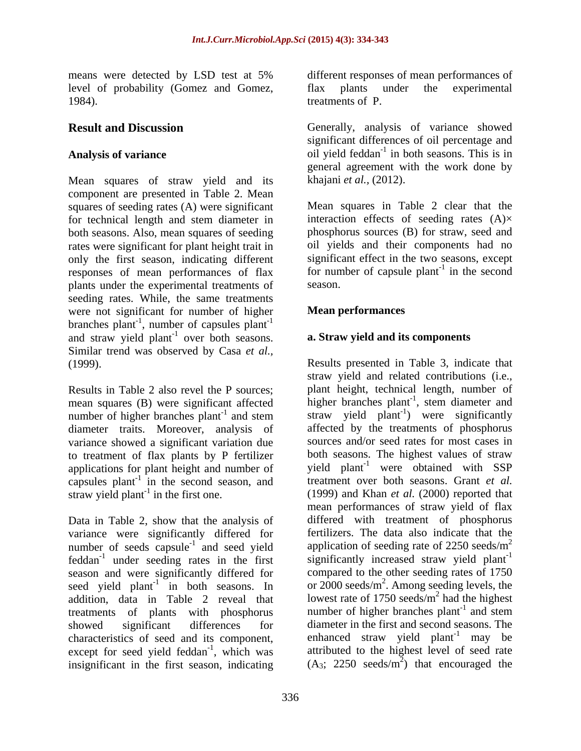means were detected by LSD test at 5% level of probability (Gomez and Gomez, 1984).

## Result and Discussion

### Analysis of variance

Mean squares of straw yield and its component are presented in Table 2. Mean squares of seeding rates (A) were significant for technical length and stem diameter in both seasons. Also, mean squares of seeding rates were significant for plant height trait in only the first season, indicating different responses of mean performances of flax plants under the experimental treatments of seeding rates. While, the same treatments were not significant for number of higher branches plant$^{-1}$, number of capsules plant$^{-1}$ and straw yield plant$^{-1}$ over both seasons. Similar trend was observed by Casa *et al.*, (1999).

Results in Table 2 also revel the P sources; mean squares (B) were significant affected number of higher branches plant$^{-1}$ and stem diameter traits. Moreover, analysis of variance showed a significant variation due to treatment of flax plants by P fertilizer applications for plant height and number of capsules plant$^{-1}$ in the second season, and straw yield plant$^{-1}$ in the first one.

Data in Table 2, show that the analysis of variance were significantly differed for number of seeds capsule$^{-1}$ and seed yield feddan$^{-1}$ under seeding rates in the first season and were significantly differed for seed yield plant$^{-1}$ in both seasons. In addition, data in Table 2 reveal that treatments of plants with phosphorus showed significant differences for characteristics of seed and its component, except for seed yield feddan$^{-1}$, which was insignificant in the first season, indicating different responses of mean performances of flax plants under the experimental treatments of P.

Generally, analysis of variance showed significant differences of oil percentage and oil yield feddan$^{-1}$ in both seasons. This is in general agreement with the work done by khajani *et al.*, (2012).

Mean squares in Table 2 clear that the interaction effects of seeding rates (A)× phosphorus sources (B) for straw, seed and oil yields and their components had no significant effect in the two seasons, except for number of capsule plant$^{-1}$ in the second season.

### Mean performances

### a. Straw yield and its components

Results presented in Table 3, indicate that straw yield and related contributions (i.e., plant height, technical length, number of higher branches plant$^{-1}$, stem diameter and straw yield plant$^{-1}$) were significantly affected by the treatments of phosphorus sources and/or seed rates for most cases in both seasons. The highest values of straw yield plant$^{-1}$ were obtained with SSP treatment over both seasons. Grant *et al.* (1999) and Khan *et al.* (2000) reported that mean performances of straw yield of flax differed with treatment of phosphorus fertilizers. The data also indicate that the application of seeding rate of 2250 seeds/m$^2$ significantly increased straw yield plant$^{-1}$ compared to the other seeding rates of 1750 or 2000 seeds/m$^2$. Among seeding levels, the lowest rate of 1750 seeds/m$^2$ had the highest number of higher branches plant$^{-1}$ and stem diameter in the first and second seasons. The enhanced straw yield plant$^{-1}$ may be attributed to the highest level of seed rate ($A_3$; 2250 seeds/m$^2$) that encouraged the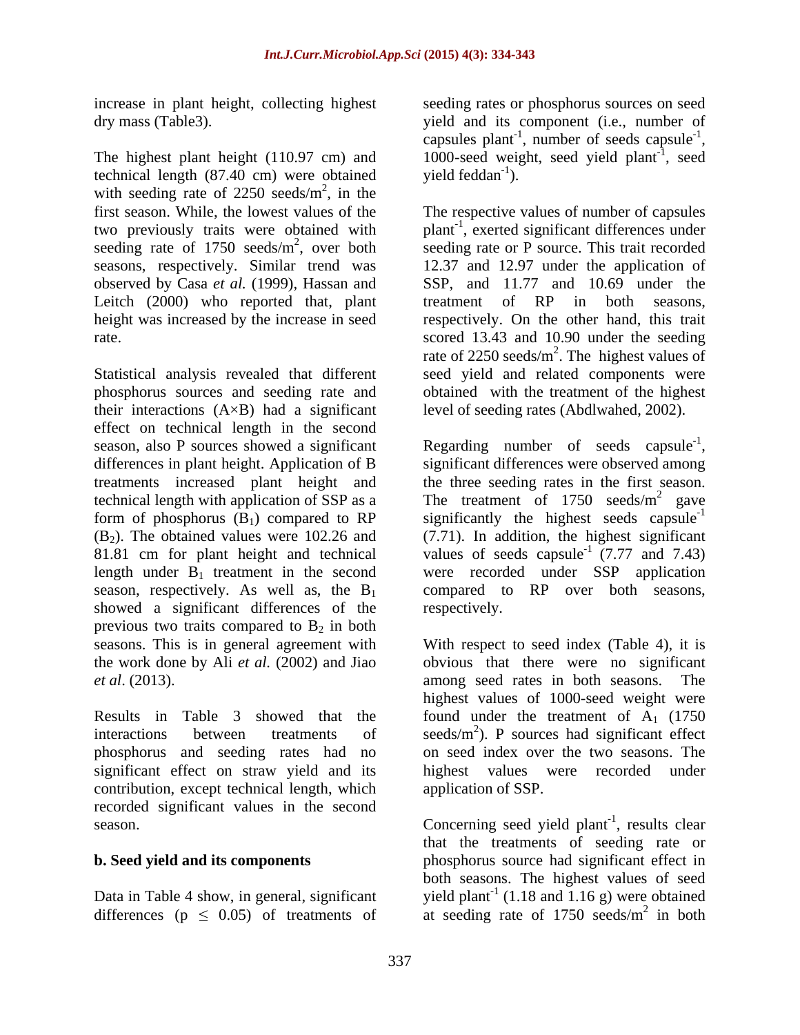increase in plant height, collecting highest dry mass (Table3).

The highest plant height (110.97 cm) and technical length (87.40 cm) were obtained with seeding rate of 2250 seeds/m$^2$, in the first season. While, the lowest values of the two previously traits were obtained with seeding rate of 1750 seeds/m$^2$, over both seasons, respectively. Similar trend was observed by Casa *et al.* (1999), Hassan and Leitch (2000) who reported that, plant height was increased by the increase in seed rate.

Statistical analysis revealed that different phosphorus sources and seeding rate and their interactions (A×B) had a significant effect on technical length in the second season, also P sources showed a significant differences in plant height. Application of B treatments increased plant height and technical length with application of SSP as a form of phosphorus ($B_1$) compared to RP ($B_2$). The obtained values were 102.26 and 81.81 cm for plant height and technical length under $B_1$ treatment in the second season, respectively. As well as, the $B_1$ showed a significant differences of the previous two traits compared to $B_2$ in both seasons. This is in general agreement with the work done by Ali *et al.* (2002) and Jiao *et al*. (2013).

Results in Table 3 showed that the interactions between treatments of phosphorus and seeding rates had no significant effect on straw yield and its contribution, except technical length, which recorded significant values in the second season.

**b. Seed yield and its components**

Data in Table 4 show, in general, significant differences ($p \leq 0.05$) of treatments of seeding rates or phosphorus sources on seed yield and its component (i.e., number of capsules plant$^{-1}$, number of seeds capsule$^{-1}$, 1000-seed weight, seed yield plant$^{-1}$, seed yield feddan$^{-1}$).

The respective values of number of capsules plant$^{-1}$, exerted significant differences under seeding rate or P source. This trait recorded 12.37 and 12.97 under the application of SSP, and 11.77 and 10.69 under the treatment of RP in both seasons, respectively. On the other hand, this trait scored 13.43 and 10.90 under the seeding rate of 2250 seeds/m$^2$. The highest values of seed yield and related components were obtained with the treatment of the highest level of seeding rates (Abdlwahed, 2002).

Regarding number of seeds capsule$^{-1}$, significant differences were observed among the three seeding rates in the first season. The treatment of 1750 seeds/m$^2$ gave significantly the highest seeds capsule$^{-1}$ (7.71). In addition, the highest significant values of seeds capsule$^{-1}$ (7.77 and 7.43) were recorded under SSP application compared to RP over both seasons, respectively.

With respect to seed index (Table 4), it is obvious that there were no significant among seed rates in both seasons. The highest values of 1000-seed weight were found under the treatment of $A_1$ (1750 seeds/m$^2$). P sources had significant effect on seed index over the two seasons. The highest values were recorded under application of SSP.

Concerning seed yield plant$^{-1}$, results clear that the treatments of seeding rate or phosphorus source had significant effect in both seasons. The highest values of seed yield plant$^{-1}$ (1.18 and 1.16 g) were obtained at seeding rate of 1750 seeds/m$^2$ in both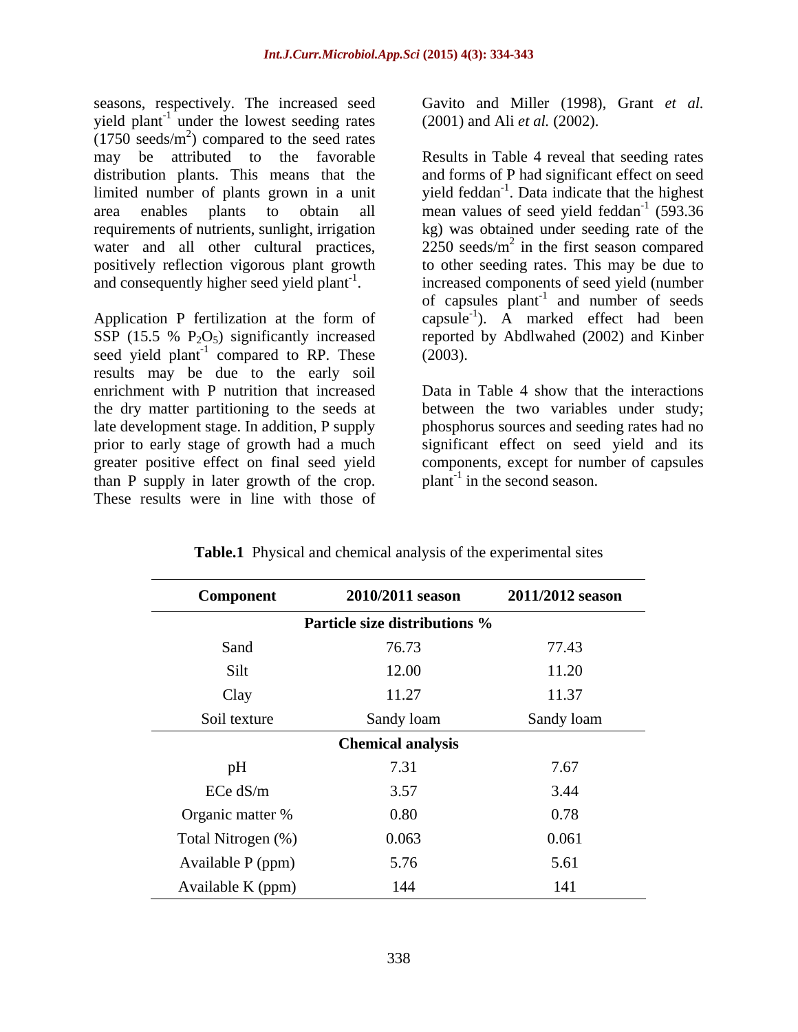seasons, respectively. The increased seed yield plant$^{-1}$ under the lowest seeding rates (1750 seeds/m$^2$) compared to the seed rates may be attributed to the favorable distribution plants. This means that the limited number of plants grown in a unit area enables plants to obtain all requirements of nutrients, sunlight, irrigation water and all other cultural practices, positively reflection vigorous plant growth and consequently higher seed yield plant$^{-1}$.

Application P fertilization at the form of SSP (15.5 % $P_2O_5$) significantly increased seed yield plant$^{-1}$ compared to RP. These results may be due to the early soil enrichment with P nutrition that increased the dry matter partitioning to the seeds at late development stage. In addition, P supply prior to early stage of growth had a much greater positive effect on final seed yield than P supply in later growth of the crop. These results were in line with those of Gavito and Miller (1998), Grant *et al.* (2001) and Ali *et al.* (2002).

Results in Table 4 reveal that seeding rates and forms of P had significant effect on seed yield feddan$^{-1}$. Data indicate that the highest mean values of seed yield feddan$^{-1}$ (593.36 kg) was obtained under seeding rate of the 2250 seeds/m$^2$ in the first season compared to other seeding rates. This may be due to increased components of seed yield (number of capsules plant$^{-1}$ and number of seeds capsule$^{-1}$). A marked effect had been reported by Abdlwahed (2002) and Kinber (2003).

Data in Table 4 show that the interactions between the two variables under study; phosphorus sources and seeding rates had no significant effect on seed yield and its components, except for number of capsules plant$^{-1}$ in the second season.

**Table.1** Physical and chemical analysis of the experimental sites

| Component | 2010/2011 season | 2011/2012 season |
|---|---|---|
| **Particle size distributions %** | | |
| Sand | 76.73 | 77.43 |
| Silt | 12.00 | 11.20 |
| Clay | 11.27 | 11.37 |
| Soil texture | Sandy loam | Sandy loam |
| **Chemical analysis** | | |
| pH | 7.31 | 7.67 |
| ECe dS/m | 3.57 | 3.44 |
| Organic matter % | 0.80 | 0.78 |
| Total Nitrogen (%) | 0.063 | 0.061 |
| Available P (ppm) | 5.76 | 5.61 |
| Available K (ppm) | 144 | 141 |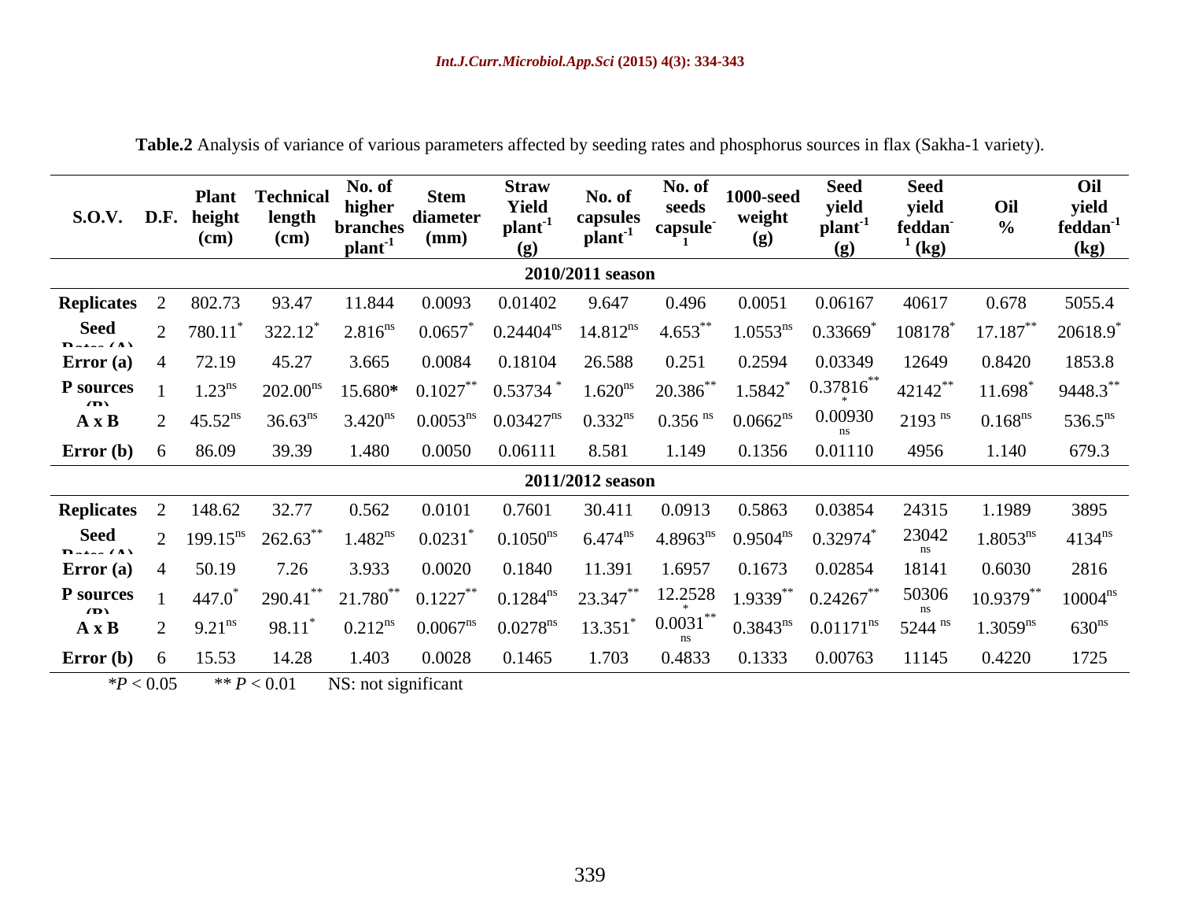**Table.2** Analysis of variance of various parameters affected by seeding rates and phosphorus sources in flax (Sakha-1 variety).

| S.O.V. | D.F. | Plant height (cm) | Technical length (cm) | No. of higher branches plant$^{-1}$ | Stem diameter (mm) | Straw Yield plant$^{-1}$ (g) | No. of capsules plant$^{-1}$ | No. of seeds capsule$^{-1}$ | 1000-seed weight (g) | Seed yield plant$^{-1}$ (g) | Seed yield feddan$^{-1}$ (kg) | Oil % | Oil yield feddan$^{-1}$ (kg) |
|---|---|---|---|---|---|---|---|---|---|---|---|---|---|
| **2010/2011 season** | | | | | | | | | | | | | |
| **Replicates** | 2 | 802.73 | 93.47 | 11.844 | 0.0093 | 0.01402 | 9.647 | 0.496 | 0.0051 | 0.06167 | 40617 | 0.678 | 5055.4 |
| **Seed Rates (A)** | 2 | 780.11$^{*}$ | 322.12$^{*}$ | 2.816$^{ns}$ | 0.0657$^{*}$ | 0.24404$^{ns}$ | 14.812$^{ns}$ | 4.653$^{**}$ | 1.0553$^{ns}$ | 0.33669$^{*}$ | 108178$^{*}$ | 17.187$^{**}$ | 20618.9$^{*}$ |
| **Error (a)** | 4 | 72.19 | 45.27 | 3.665 | 0.0084 | 0.18104 | 26.588 | 0.251 | 0.2594 | 0.03349 | 12649 | 0.8420 | 1853.8 |
| **P sources (B)** | 1 | 1.23$^{ns}$ | 202.00$^{ns}$ | 15.680* | 0.1027$^{**}$ | 0.53734$^{*}$ | 1.620$^{ns}$ | 20.386$^{**}$ | 1.5842$^{*}$ | 0.37816$^{***}$ | 42142$^{**}$ | 11.698$^{*}$ | 9448.3$^{**}$ |
| **A x B** | 2 | 45.52$^{ns}$ | 36.63$^{ns}$ | 3.420$^{ns}$ | 0.0053$^{ns}$ | 0.03427$^{ns}$ | 0.332$^{ns}$ | 0.356$^{ns}$ | 0.0662$^{ns}$ | 0.00930$^{ns}$ | 2193$^{ns}$ | 0.168$^{ns}$ | 536.5$^{ns}$ |
| **Error (b)** | 6 | 86.09 | 39.39 | 1.480 | 0.0050 | 0.06111 | 8.581 | 1.149 | 0.1356 | 0.01110 | 4956 | 1.140 | 679.3 |
| **2011/2012 season** | | | | | | | | | | | | | |
| **Replicates** | 2 | 148.62 | 32.77 | 0.562 | 0.0101 | 0.7601 | 30.411 | 0.0913 | 0.5863 | 0.03854 | 24315 | 1.1989 | 3895 |
| **Seed Rates (A)** | 2 | 199.15$^{ns}$ | 262.63$^{**}$ | 1.482$^{ns}$ | 0.0231$^{*}$ | 0.1050$^{ns}$ | 6.474$^{ns}$ | 4.8963$^{ns}$ | 0.9504$^{ns}$ | 0.32974$^{*}$ | 23042$^{ns}$ | 1.8053$^{ns}$ | 4134$^{ns}$ |
| **Error (a)** | 4 | 50.19 | 7.26 | 3.933 | 0.0020 | 0.1840 | 11.391 | 1.6957 | 0.1673 | 0.02854 | 18141 | 0.6030 | 2816 |
| **P sources (B)** | 1 | 447.0$^{*}$ | 290.41$^{**}$ | 21.780$^{**}$ | 0.1227$^{**}$ | 0.1284$^{ns}$ | 23.347$^{**}$ | 12.2528$^{*}$ | 1.9339$^{**}$ | 0.24267$^{**}$ | 50306$^{ns}$ | 10.9379$^{**}$ | 10004$^{ns}$ |
| **A x B** | 2 | 9.21$^{ns}$ | 98.11$^{*}$ | 0.212$^{ns}$ | 0.0067$^{ns}$ | 0.0278$^{ns}$ | 13.351$^{*}$ | 0.0031$^{**ns}$ | 0.3843$^{ns}$ | 0.01171$^{ns}$ | 5244$^{ns}$ | 1.3059$^{ns}$ | 630$^{ns}$ |
| **Error (b)** | 6 | 15.53 | 14.28 | 1.403 | 0.0028 | 0.1465 | 1.703 | 0.4833 | 0.1333 | 0.00763 | 11145 | 0.4220 | 1725 |

*$P < 0.05$ &nbsp;&nbsp;&nbsp; ** $P < 0.01$ &nbsp;&nbsp;&nbsp; NS: not significant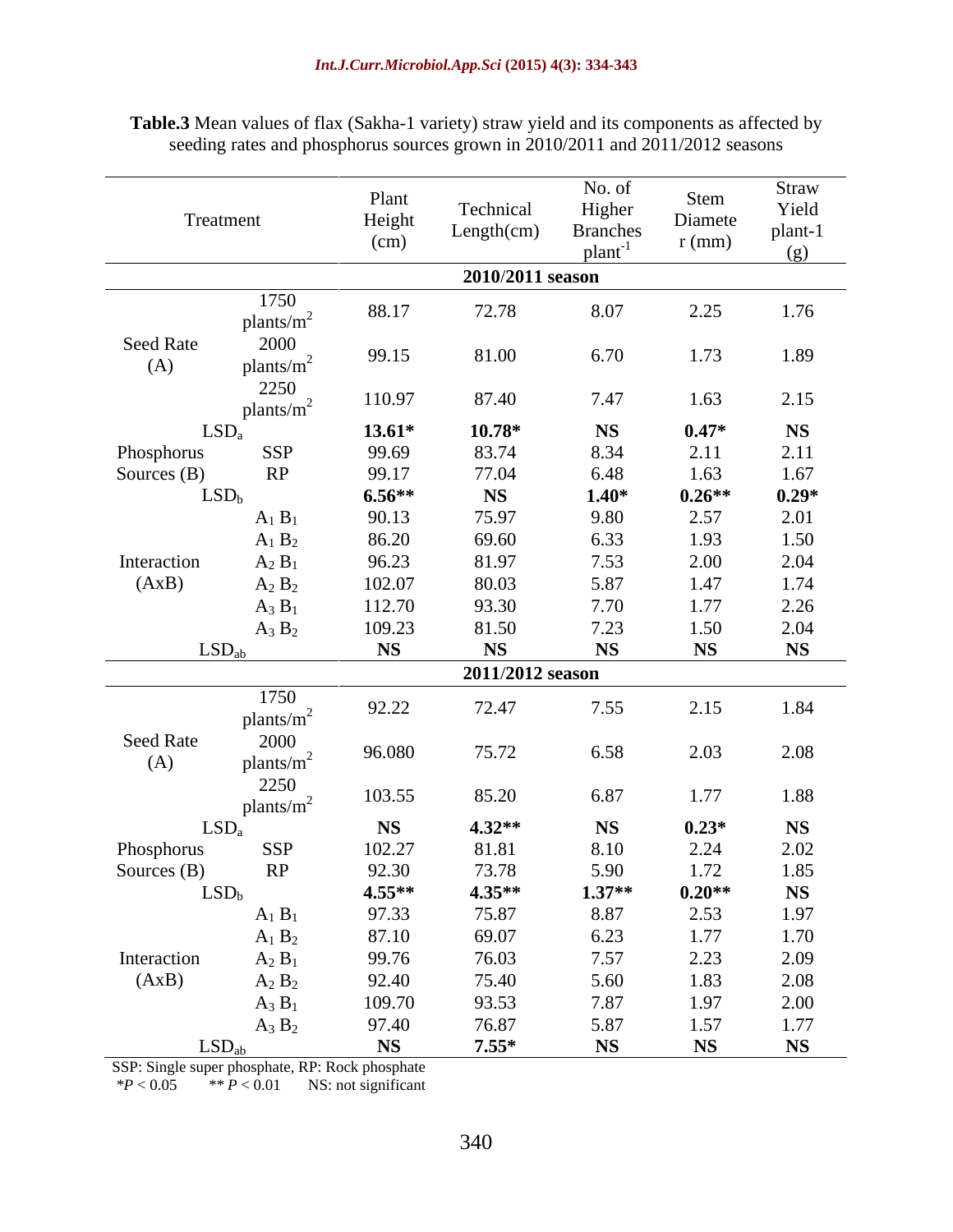**Table.3** Mean values of flax (Sakha-1 variety) straw yield and its components as affected by seeding rates and phosphorus sources grown in 2010/2011 and 2011/2012 seasons

| Treatment | | Plant Height (cm) | Technical Length(cm) | No. of Higher Branches plant$^{-1}$ | Stem Diameter (mm) | Straw Yield plant-1 (g) |
|---|---|---|---|---|---|---|
| | | **2010/2011 season** | | | | |
| Seed Rate (A) | 1750 plants/m$^2$ | 88.17 | 72.78 | 8.07 | 2.25 | 1.76 |
| | 2000 plants/m$^2$ | 99.15 | 81.00 | 6.70 | 1.73 | 1.89 |
| | 2250 plants/m$^2$ | 110.97 | 87.40 | 7.47 | 1.63 | 2.15 |
| $LSD_a$ | | **13.61*** | **10.78*** | **NS** | **0.47*** | **NS** |
| Phosphorus Sources (B) | SSP | 99.69 | 83.74 | 8.34 | 2.11 | 2.11 |
| | RP | 99.17 | 77.04 | 6.48 | 1.63 | 1.67 |
| $LSD_b$ | | **6.56**** | **NS** | **1.40*** | **0.26**** | **0.29*** |
| Interaction (AxB) | $A_1 B_1$ | 90.13 | 75.97 | 9.80 | 2.57 | 2.01 |
| | $A_1 B_2$ | 86.20 | 69.60 | 6.33 | 1.93 | 1.50 |
| | $A_2 B_1$ | 96.23 | 81.97 | 7.53 | 2.00 | 2.04 |
| | $A_2 B_2$ | 102.07 | 80.03 | 5.87 | 1.47 | 1.74 |
| | $A_3 B_1$ | 112.70 | 93.30 | 7.70 | 1.77 | 2.26 |
| | $A_3 B_2$ | 109.23 | 81.50 | 7.23 | 1.50 | 2.04 |
| $LSD_{ab}$ | | **NS** | **NS** | **NS** | **NS** | **NS** |
| | | **2011/2012 season** | | | | |
| Seed Rate (A) | 1750 plants/m$^2$ | 92.22 | 72.47 | 7.55 | 2.15 | 1.84 |
| | 2000 plants/m$^2$ | 96.080 | 75.72 | 6.58 | 2.03 | 2.08 |
| | 2250 plants/m$^2$ | 103.55 | 85.20 | 6.87 | 1.77 | 1.88 |
| $LSD_a$ | | **NS** | **4.32**** | **NS** | **0.23*** | **NS** |
| Phosphorus Sources (B) | SSP | 102.27 | 81.81 | 8.10 | 2.24 | 2.02 |
| | RP | 92.30 | 73.78 | 5.90 | 1.72 | 1.85 |
| $LSD_b$ | | **4.55**** | **4.35**** | **1.37**** | **0.20**** | **NS** |
| Interaction (AxB) | $A_1 B_1$ | 97.33 | 75.87 | 8.87 | 2.53 | 1.97 |
| | $A_1 B_2$ | 87.10 | 69.07 | 6.23 | 1.77 | 1.70 |
| | $A_2 B_1$ | 99.76 | 76.03 | 7.57 | 2.23 | 2.09 |
| | $A_2 B_2$ | 92.40 | 75.40 | 5.60 | 1.83 | 2.08 |
| | $A_3 B_1$ | 109.70 | 93.53 | 7.87 | 1.97 | 2.00 |
| | $A_3 B_2$ | 97.40 | 76.87 | 5.87 | 1.57 | 1.77 |
| $LSD_{ab}$ | | **NS** | **7.55*** | **NS** | **NS** | **NS** |

SSP: Single super phosphate, RP: Rock phosphate

*$P < 0.05$ ** $P < 0.01$ NS: not significant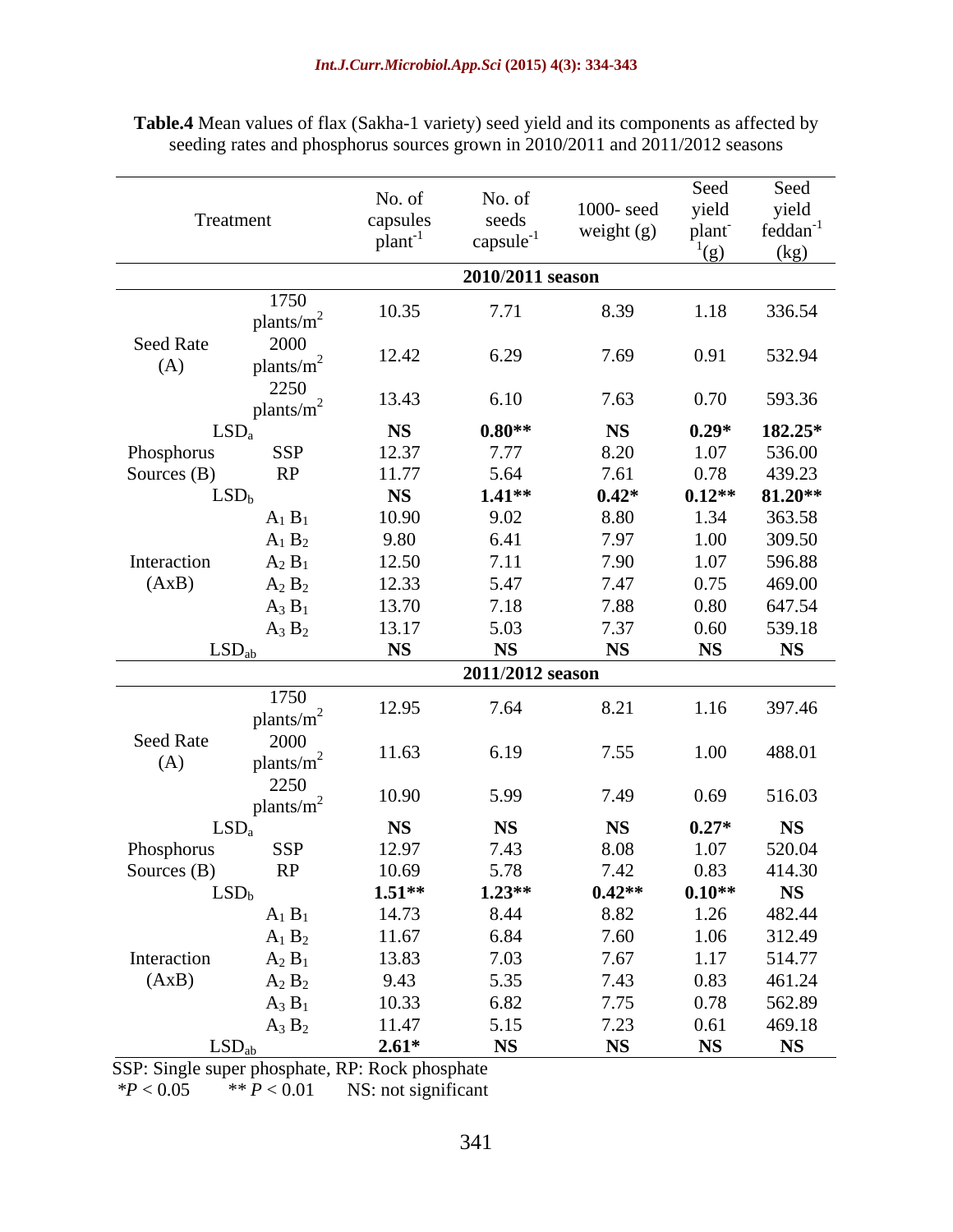**Table.4** Mean values of flax (Sakha-1 variety) seed yield and its components as affected by seeding rates and phosphorus sources grown in 2010/2011 and 2011/2012 seasons

| Treatment | | No. of capsules $plant^{-1}$ | No. of seeds $capsule^{-1}$ | 1000- seed weight (g) | Seed yield $plant^{-1}$ (g) | Seed yield $feddan^{-1}$ (kg) |
|---|---|---|---|---|---|---|
| | | | **2010/2011 season** | | | |
| Seed Rate (A) | 1750 $plants/m^2$ | 10.35 | 7.71 | 8.39 | 1.18 | 336.54 |
| | 2000 $plants/m^2$ | 12.42 | 6.29 | 7.69 | 0.91 | 532.94 |
| | 2250 $plants/m^2$ | 13.43 | 6.10 | 7.63 | 0.70 | 593.36 |
| $LSD_a$ | | **NS** | **0.80**** | **NS** | **0.29*** | **182.25*** |
| Phosphorus Sources (B) | SSP | 12.37 | 7.77 | 8.20 | 1.07 | 536.00 |
| | RP | 11.77 | 5.64 | 7.61 | 0.78 | 439.23 |
| $LSD_b$ | | **NS** | **1.41**** | **0.42*** | **0.12**** | **81.20**** |
| Interaction (AxB) | $A_1 B_1$ | 10.90 | 9.02 | 8.80 | 1.34 | 363.58 |
| | $A_1 B_2$ | 9.80 | 6.41 | 7.97 | 1.00 | 309.50 |
| | $A_2 B_1$ | 12.50 | 7.11 | 7.90 | 1.07 | 596.88 |
| | $A_2 B_2$ | 12.33 | 5.47 | 7.47 | 0.75 | 469.00 |
| | $A_3 B_1$ | 13.70 | 7.18 | 7.88 | 0.80 | 647.54 |
| | $A_3 B_2$ | 13.17 | 5.03 | 7.37 | 0.60 | 539.18 |
| $LSD_{ab}$ | | **NS** | **NS** | **NS** | **NS** | **NS** |
| | | | **2011/2012 season** | | | |
| Seed Rate (A) | 1750 $plants/m^2$ | 12.95 | 7.64 | 8.21 | 1.16 | 397.46 |
| | 2000 $plants/m^2$ | 11.63 | 6.19 | 7.55 | 1.00 | 488.01 |
| | 2250 $plants/m^2$ | 10.90 | 5.99 | 7.49 | 0.69 | 516.03 |
| $LSD_a$ | | **NS** | **NS** | **NS** | **0.27*** | **NS** |
| Phosphorus Sources (B) | SSP | 12.97 | 7.43 | 8.08 | 1.07 | 520.04 |
| | RP | 10.69 | 5.78 | 7.42 | 0.83 | 414.30 |
| $LSD_b$ | | **1.51**** | **1.23**** | **0.42**** | **0.10**** | **NS** |
| Interaction (AxB) | $A_1 B_1$ | 14.73 | 8.44 | 8.82 | 1.26 | 482.44 |
| | $A_1 B_2$ | 11.67 | 6.84 | 7.60 | 1.06 | 312.49 |
| | $A_2 B_1$ | 13.83 | 7.03 | 7.67 | 1.17 | 514.77 |
| | $A_2 B_2$ | 9.43 | 5.35 | 7.43 | 0.83 | 461.24 |
| | $A_3 B_1$ | 10.33 | 6.82 | 7.75 | 0.78 | 562.89 |
| | $A_3 B_2$ | 11.47 | 5.15 | 7.23 | 0.61 | 469.18 |
| $LSD_{ab}$ | | **2.61*** | **NS** | **NS** | **NS** | **NS** |

SSP: Single super phosphate, RP: Rock phosphate

*$P < 0.05$ ** $P < 0.01$ NS: not significant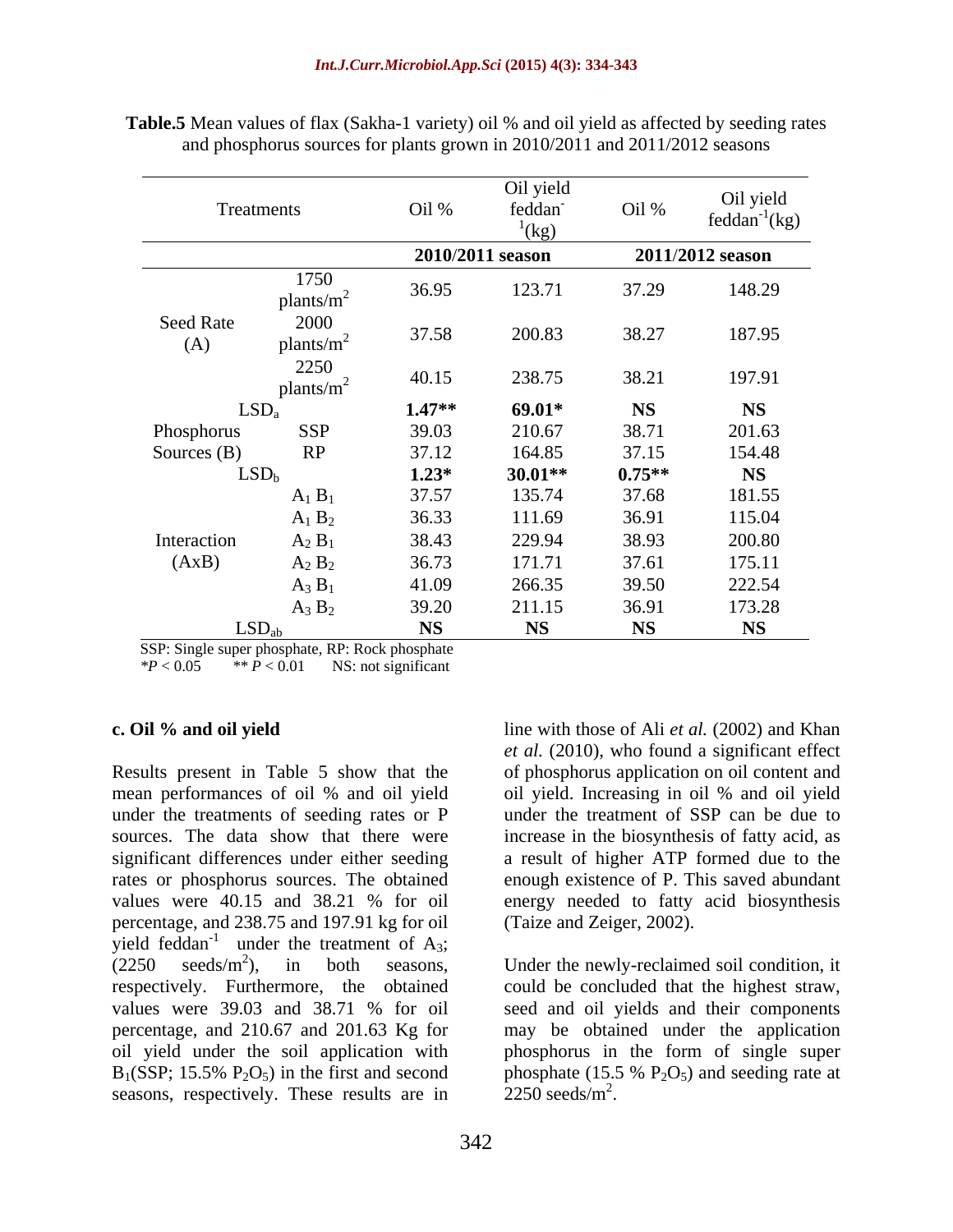**Table.5** Mean values of flax (Sakha-1 variety) oil % and oil yield as affected by seeding rates and phosphorus sources for plants grown in 2010/2011 and 2011/2012 seasons

| Treatments | | Oil % | Oil yield feddan$^{-1}$(kg) | Oil % | Oil yield feddan$^{-1}$(kg) |
|---|---|---|---|---|---|
| | | **2010/2011 season** | | **2011/2012 season** | |
| Seed Rate (A) | 1750 plants/m$^2$ | 36.95 | 123.71 | 37.29 | 148.29 |
| | 2000 plants/m$^2$ | 37.58 | 200.83 | 38.27 | 187.95 |
| | 2250 plants/m$^2$ | 40.15 | 238.75 | 38.21 | 197.91 |
| $LSD_a$ | | **1.47**** | **69.01*** | **NS** | **NS** |
| Phosphorus Sources (B) | SSP | 39.03 | 210.67 | 38.71 | 201.63 |
| | RP | 37.12 | 164.85 | 37.15 | 154.48 |
| $LSD_b$ | | **1.23*** | **30.01**** | **0.75**** | **NS** |
| Interaction (AxB) | $A_1 B_1$ | 37.57 | 135.74 | 37.68 | 181.55 |
| | $A_1 B_2$ | 36.33 | 111.69 | 36.91 | 115.04 |
| | $A_2 B_1$ | 38.43 | 229.94 | 38.93 | 200.80 |
| | $A_2 B_2$ | 36.73 | 171.71 | 37.61 | 175.11 |
| | $A_3 B_1$ | 41.09 | 266.35 | 39.50 | 222.54 |
| | $A_3 B_2$ | 39.20 | 211.15 | 36.91 | 173.28 |
| $LSD_{ab}$ | | **NS** | **NS** | **NS** | **NS** |

SSP: Single super phosphate, RP: Rock phosphate
$*P < 0.05$ $** P < 0.01$ NS: not significant

**c. Oil % and oil yield**

Results present in Table 5 show that the mean performances of oil % and oil yield under the treatments of seeding rates or P sources. The data show that there were significant differences under either seeding rates or phosphorus sources. The obtained values were 40.15 and 38.21 % for oil percentage, and 238.75 and 197.91 kg for oil yield feddan$^{-1}$ under the treatment of $A_3$; (2250 seeds/m$^2$), in both seasons, respectively. Furthermore, the obtained values were 39.03 and 38.71 % for oil percentage, and 210.67 and 201.63 Kg for oil yield under the soil application with $B_1$(SSP; 15.5% $P_2O_5$) in the first and second seasons, respectively. These results are in line with those of Ali *et al.* (2002) and Khan *et al.* (2010), who found a significant effect of phosphorus application on oil content and oil yield. Increasing in oil % and oil yield under the treatment of SSP can be due to increase in the biosynthesis of fatty acid, as a result of higher ATP formed due to the enough existence of P. This saved abundant energy needed to fatty acid biosynthesis (Taize and Zeiger, 2002).

Under the newly-reclaimed soil condition, it could be concluded that the highest straw, seed and oil yields and their components may be obtained under the application phosphorus in the form of single super phosphate (15.5 % $P_2O_5$) and seeding rate at 2250 seeds/m$^2$.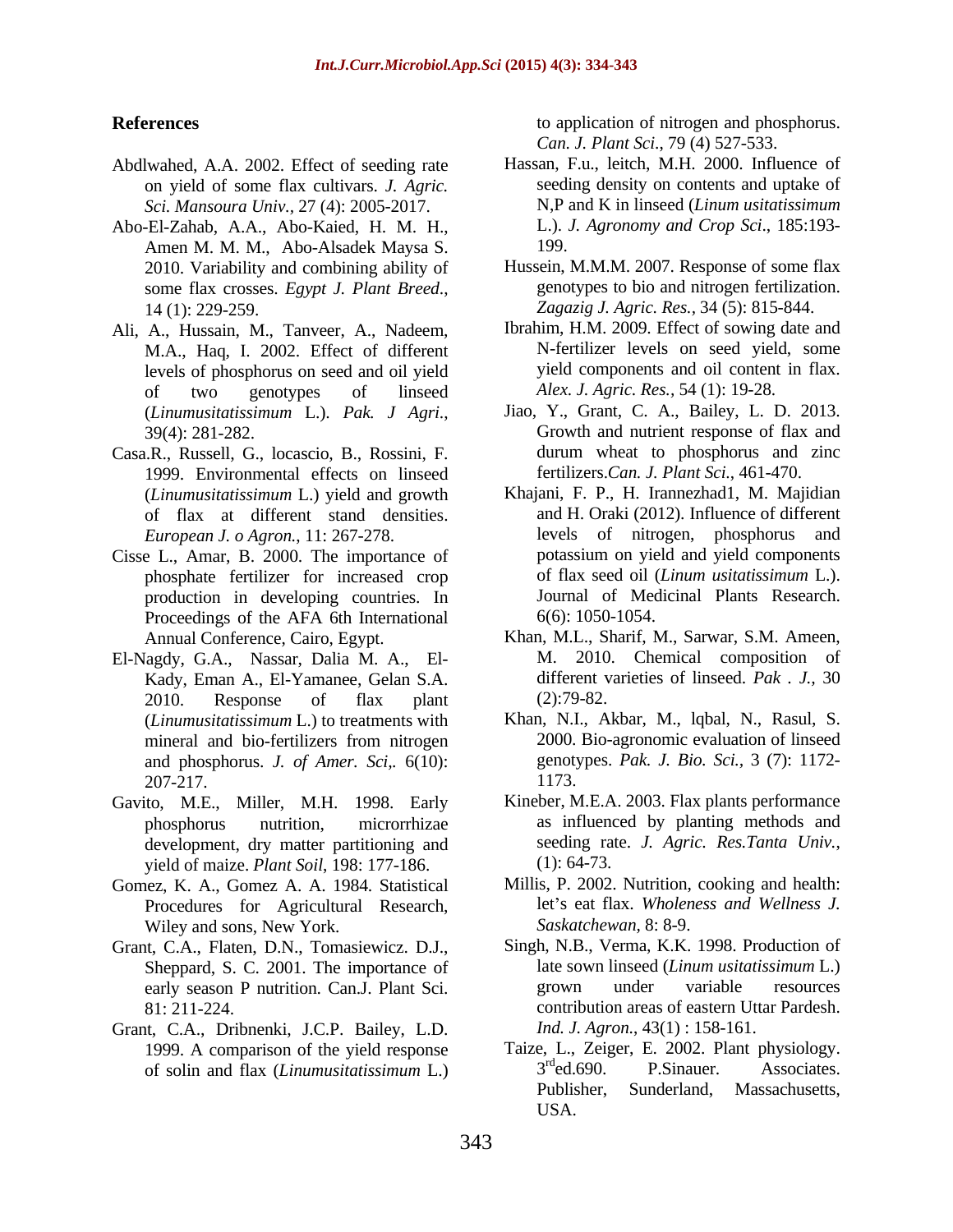## References

Abdlwahed, A.A. 2002. Effect of seeding rate on yield of some flax cultivars. *J. Agric. Sci. Mansoura Univ.*, 27 (4): 2005-2017.

Abo-El-Zahab, A.A., Abo-Kaied, H. M. H., Amen M. M. M., Abo-Alsadek Maysa S. 2010. Variability and combining ability of some flax crosses. *Egypt J. Plant Breed*., 14 (1): 229-259.

Ali, A., Hussain, M., Tanveer, A., Nadeem, M.A., Haq, I. 2002. Effect of different levels of phosphorus on seed and oil yield of two genotypes of linseed (*Linumusitatissimum* L.). *Pak. J Agri*., 39(4): 281-282.

Casa.R., Russell, G., locascio, B., Rossini, F. 1999. Environmental effects on linseed (*Linumusitatissimum* L.) yield and growth of flax at different stand densities. *European J. o Agron.*, 11: 267-278.

Cisse L., Amar, B. 2000. The importance of phosphate fertilizer for increased crop production in developing countries. In Proceedings of the AFA 6th International Annual Conference, Cairo, Egypt.

El-Nagdy, G.A., Nassar, Dalia M. A., El-Kady, Eman A., El-Yamanee, Gelan S.A. 2010. Response of flax plant (*Linumusitatissimum* L.) to treatments with mineral and bio-fertilizers from nitrogen and phosphorus. *J. of Amer. Sci*,. 6(10): 207-217.

Gavito, M.E., Miller, M.H. 1998. Early phosphorus nutrition, microrrhizae development, dry matter partitioning and yield of maize. *Plant Soil*, 198: 177-186.

Gomez, K. A., Gomez A. A. 1984. Statistical Procedures for Agricultural Research, Wiley and sons, New York.

Grant, C.A., Flaten, D.N., Tomasiewicz. D.J., Sheppard, S. C. 2001. The importance of early season P nutrition. Can.J. Plant Sci. 81: 211-224.

Grant, C.A., Dribnenki, J.C.P. Bailey, L.D. 1999. A comparison of the yield response of solin and flax (*Linumusitatissimum* L.) to application of nitrogen and phosphorus. *Can. J. Plant Sci*., 79 (4) 527-533.

Hassan, F.u., leitch, M.H. 2000. Influence of seeding density on contents and uptake of N,P and K in linseed (*Linum usitatissimum* L.). *J. Agronomy and Crop Sci*., 185:193-199.

Hussein, M.M.M. 2007. Response of some flax genotypes to bio and nitrogen fertilization. *Zagazig J. Agric. Res.*, 34 (5): 815-844.

Ibrahim, H.M. 2009. Effect of sowing date and N-fertilizer levels on seed yield, some yield components and oil content in flax. *Alex. J. Agric. Res.*, 54 (1): 19-28.

Jiao, Y., Grant, C. A., Bailey, L. D. 2013. Growth and nutrient response of flax and durum wheat to phosphorus and zinc fertilizers.*Can. J. Plant Sci.*, 461-470.

Khajani, F. P., H. Irannezhad1, M. Majidian and H. Oraki (2012). Influence of different levels of nitrogen, phosphorus and potassium on yield and yield components of flax seed oil (*Linum usitatissimum* L.). Journal of Medicinal Plants Research. 6(6): 1050-1054.

Khan, M.L., Sharif, M., Sarwar, S.M. Ameen, M. 2010. Chemical composition of different varieties of linseed. *Pak . J.,* 30 (2):79-82.

Khan, N.I., Akbar, M., lqbal, N., Rasul, S. 2000. Bio-agronomic evaluation of linseed genotypes. *Pak. J. Bio. Sci.,* 3 (7): 1172-1173.

Kineber, M.E.A. 2003. Flax plants performance as influenced by planting methods and seeding rate. *J. Agric. Res.Tanta Univ.,* (1): 64-73.

Millis, P. 2002. Nutrition, cooking and health: let's eat flax. *Wholeness and Wellness J. Saskatchewan*, 8: 8-9.

Singh, N.B., Verma, K.K. 1998. Production of late sown linseed (*Linum usitatissimum* L.) grown under variable resources contribution areas of eastern Uttar Pardesh. *Ind. J. Agron*., 43(1) : 158-161.

Taize, L., Zeiger, E. 2002. Plant physiology. 3rd ed.690. P.Sinauer. Associates. Publisher, Sunderland, Massachusetts, USA.